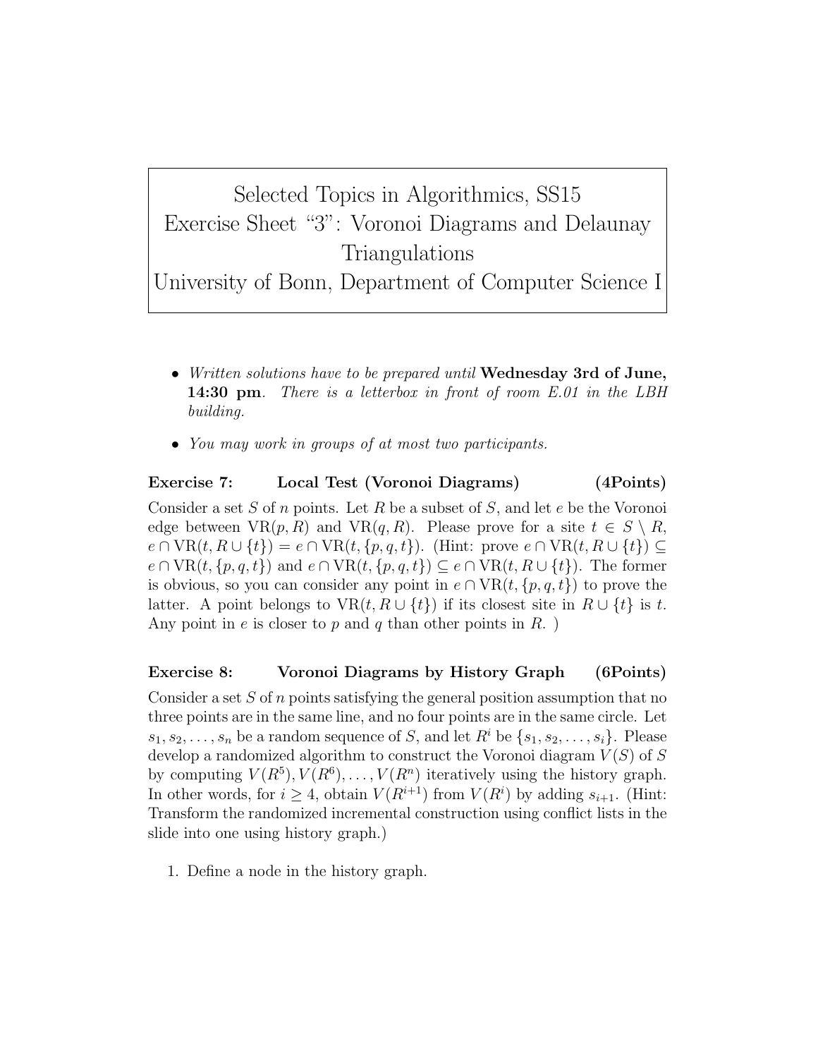# Selected Topics in Algorithmics, SS15
# Exercise Sheet "3": Voronoi Diagrams and Delaunay Triangulations
# University of Bonn, Department of Computer Science I

- *Written solutions have to be prepared until* **Wednesday 3rd of June, 14:30 pm**. *There is a letterbox in front of room E.01 in the LBH building.*
- *You may work in groups of at most two participants.*

## Exercise 7: Local Test (Voronoi Diagrams) (4Points)

Consider a set $S$ of $n$ points. Let $R$ be a subset of $S$, and let $e$ be the Voronoi edge between $\mathrm{VR}(p, R)$ and $\mathrm{VR}(q, R)$. Please prove for a site $t \in S \setminus R$, $e \cap \mathrm{VR}(t, R \cup \{t\}) = e \cap \mathrm{VR}(t, \{p, q, t\})$. (Hint: prove $e \cap \mathrm{VR}(t, R \cup \{t\}) \subseteq e \cap \mathrm{VR}(t, \{p, q, t\})$ and $e \cap \mathrm{VR}(t, \{p, q, t\}) \subseteq e \cap \mathrm{VR}(t, R \cup \{t\})$. The former is obvious, so you can consider any point in $e \cap \mathrm{VR}(t, \{p, q, t\})$ to prove the latter. A point belongs to $\mathrm{VR}(t, R \cup \{t\})$ if its closest site in $R \cup \{t\}$ is $t$. Any point in $e$ is closer to $p$ and $q$ than other points in $R$. )

## Exercise 8: Voronoi Diagrams by History Graph (6Points)

Consider a set $S$ of $n$ points satisfying the general position assumption that no three points are in the same line, and no four points are in the same circle. Let $s_1, s_2, \ldots, s_n$ be a random sequence of $S$, and let $R^i$ be $\{s_1, s_2, \ldots, s_i\}$. Please develop a randomized algorithm to construct the Voronoi diagram $V(S)$ of $S$ by computing $V(R^5), V(R^6), \ldots, V(R^n)$ iteratively using the history graph. In other words, for $i \geq 4$, obtain $V(R^{i+1})$ from $V(R^i)$ by adding $s_{i+1}$. (Hint: Transform the randomized incremental construction using conflict lists in the slide into one using history graph.)

1. Define a node in the history graph.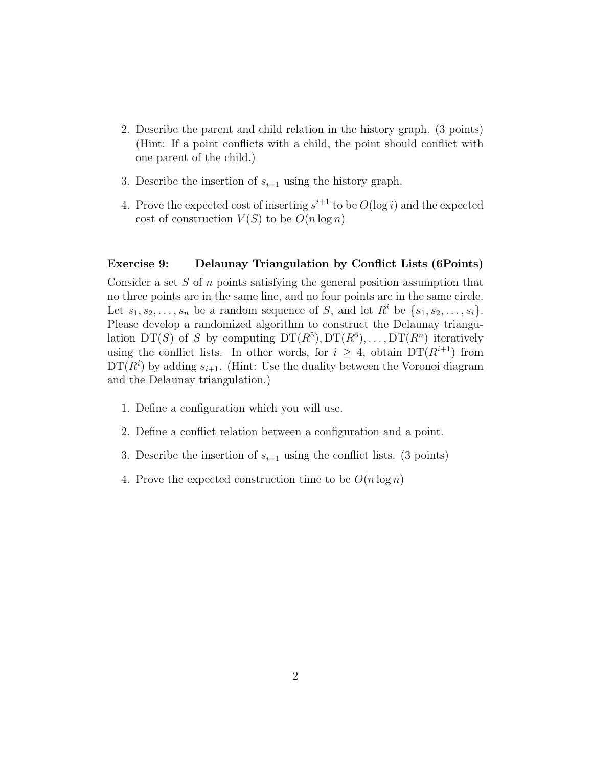2. Describe the parent and child relation in the history graph. (3 points) (Hint: If a point conflicts with a child, the point should conflict with one parent of the child.)

3. Describe the insertion of $s_{i+1}$ using the history graph.

4. Prove the expected cost of inserting $s^{i+1}$ to be $O(\log i)$ and the expected cost of construction $V(S)$ to be $O(n \log n)$

**Exercise 9: Delaunay Triangulation by Conflict Lists (6Points)**

Consider a set $S$ of $n$ points satisfying the general position assumption that no three points are in the same line, and no four points are in the same circle. Let $s_1, s_2, \ldots, s_n$ be a random sequence of $S$, and let $R^i$ be $\{s_1, s_2, \ldots, s_i\}$. Please develop a randomized algorithm to construct the Delaunay triangulation $\mathrm{DT}(S)$ of $S$ by computing $\mathrm{DT}(R^5), \mathrm{DT}(R^6), \ldots, \mathrm{DT}(R^n)$ iteratively using the conflict lists. In other words, for $i \geq 4$, obtain $\mathrm{DT}(R^{i+1})$ from $\mathrm{DT}(R^i)$ by adding $s_{i+1}$. (Hint: Use the duality between the Voronoi diagram and the Delaunay triangulation.)

1. Define a configuration which you will use.

2. Define a conflict relation between a configuration and a point.

3. Describe the insertion of $s_{i+1}$ using the conflict lists. (3 points)

4. Prove the expected construction time to be $O(n \log n)$